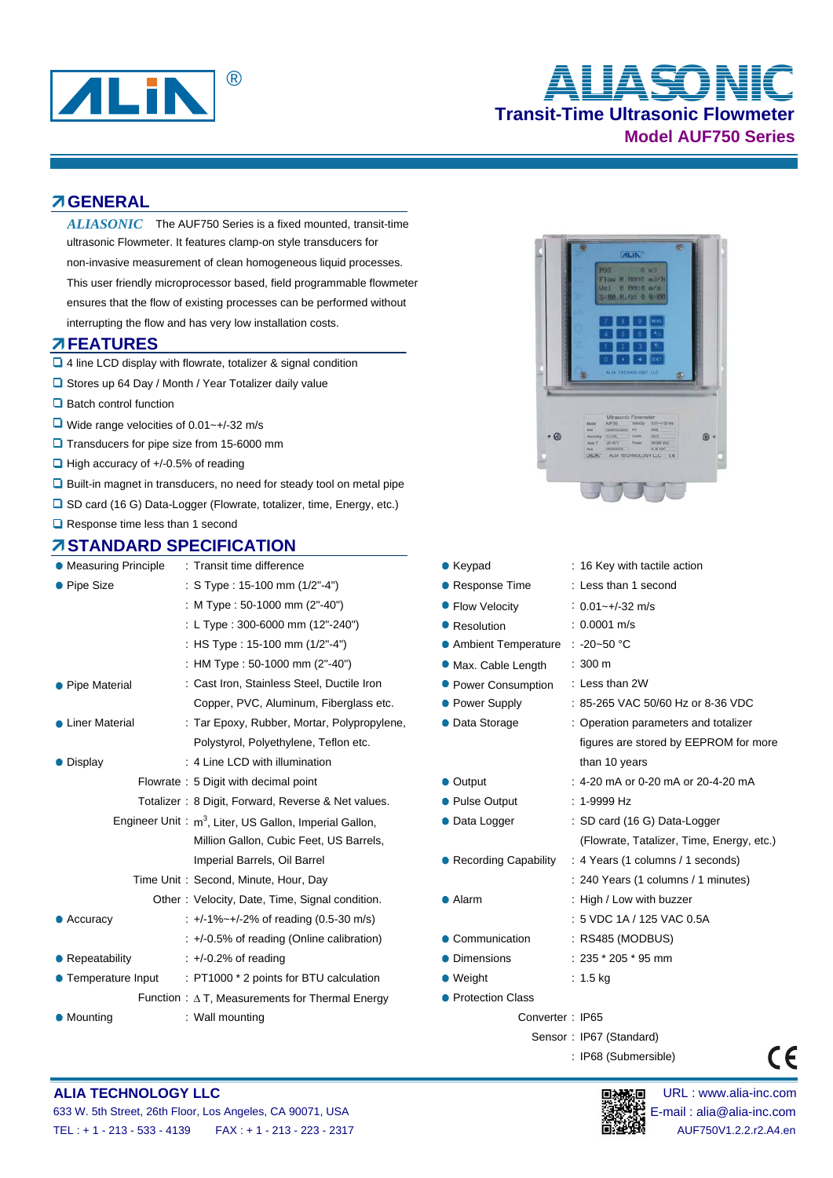# ALIASONIC

## Transit-Time Ultrasonic Flowmeter

### Model AUF750 Series

## GENERAL

*ALIASONIC* The AUF750 Series is a fixed mounted, transit-time ultrasonic Flowmeter. It features clamp-on style transducers for non-invasive measurement of clean homogeneous liquid processes. This user friendly microprocessor based, field programmable flowmeter ensures that the flow of existing processes can be performed without interrupting the flow and has very low installation costs.

## FEATURES

- 4 line LCD display with flowrate, totalizer & signal condition
- Stores up 64 Day / Month / Year Totalizer daily value
- Batch control function
- Wide range velocities of 0.01~+/-32 m/s
- Transducers for pipe size from 15-6000 mm
- High accuracy of +/-0.5% of reading
- Built-in magnet in transducers, no need for steady tool on metal pipe
- SD card (16 G) Data-Logger (Flowrate, totalizer, time, Energy, etc.)
- Response time less than 1 second

## STANDARD SPECIFICATION

| Item | | Specification |
|---|---|---|
| Measuring Principle | | Transit time difference |
| Pipe Size | | S Type : 15-100 mm (1/2"-4") |
| | | M Type : 50-1000 mm (2"-40") |
| | | L Type : 300-6000 mm (12"-240") |
| | | HS Type : 15-100 mm (1/2"-4") |
| | | HM Type : 50-1000 mm (2"-40") |
| Pipe Material | | Cast Iron, Stainless Steel, Ductile Iron Copper, PVC, Aluminum, Fiberglass etc. |
| Liner Material | | Tar Epoxy, Rubber, Mortar, Polypropylene, Polystyrol, Polyethylene, Teflon etc. |
| Display | | 4 Line LCD with illumination |
| | Flowrate | 5 Digit with decimal point |
| | Totalizer | 8 Digit, Forward, Reverse & Net values. |
| | Engineer Unit | $m^3$, Liter, US Gallon, Imperial Gallon, Million Gallon, Cubic Feet, US Barrels, Imperial Barrels, Oil Barrel |
| | Time Unit | Second, Minute, Hour, Day |
| | Other | Velocity, Date, Time, Signal condition. |
| Accuracy | | +/-1%~+/-2% of reading (0.5-30 m/s) |
| | | +/-0.5% of reading (Online calibration) |
| Repeatability | | +/-0.2% of reading |
| Temperature Input | | PT1000 * 2 points for BTU calculation |
| | Function | $\Delta$T, Measurements for Thermal Energy |
| Mounting | | Wall mounting |
| Keypad | | 16 Key with tactile action |
| Response Time | | Less than 1 second |
| Flow Velocity | | 0.01~+/-32 m/s |
| Resolution | | 0.0001 m/s |
| Ambient Temperature | | -20~50 °C |
| Max. Cable Length | | 300 m |
| Power Consumption | | Less than 2W |
| Power Supply | | 85-265 VAC 50/60 Hz or 8-36 VDC |
| Data Storage | | Operation parameters and totalizer figures are stored by EEPROM for more than 10 years |
| Output | | 4-20 mA or 0-20 mA or 20-4-20 mA |
| Pulse Output | | 1-9999 Hz |
| Data Logger | | SD card (16 G) Data-Logger (Flowrate, Totalizer, Time, Energy, etc.) |
| Recording Capability | | 4 Years (1 columns / 1 seconds) |
| | | 240 Years (1 columns / 1 minutes) |
| Alarm | | High / Low with buzzer |
| | | 5 VDC 1A / 125 VAC 0.5A |
| Communication | | RS485 (MODBUS) |
| Dimensions | | 235 * 205 * 95 mm |
| Weight | | 1.5 kg |
| Protection Class | Converter | IP65 |
| | Sensor | IP67 (Standard) |
| | | IP68 (Submersible) |

**ALIA TECHNOLOGY LLC**
633 W. 5th Street, 26th Floor, Los Angeles, CA 90071, USA
TEL : + 1 - 213 - 533 - 4139  FAX : + 1 - 213 - 223 - 2317

URL : www.alia-inc.com
E-mail : alia@alia-inc.com
AUF750V1.2.2.r2.A4.en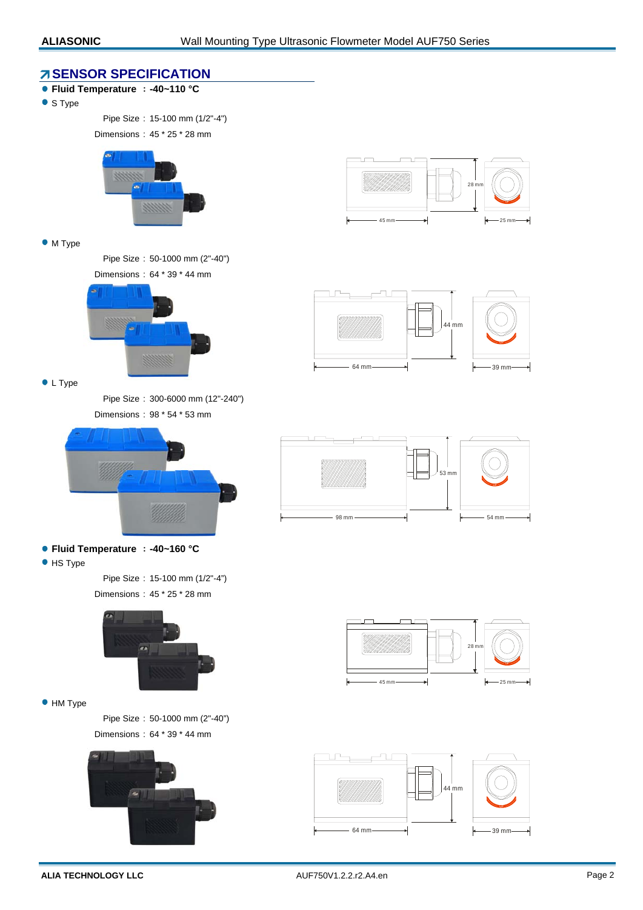## SENSOR SPECIFICATION

- **Fluid Temperature ：-40~110 °C**
- S Type

Pipe Size：15-100 mm (1/2"-4")

Dimensions：45 * 25 * 28 mm

- M Type

Pipe Size：50-1000 mm (2"-40")

Dimensions：64 * 39 * 44 mm

- L Type

Pipe Size：300-6000 mm (12"-240")

Dimensions：98 * 54 * 53 mm

- **Fluid Temperature ：-40~160 °C**
- HS Type

Pipe Size：15-100 mm (1/2"-4")

Dimensions：45 * 25 * 28 mm

- HM Type

Pipe Size：50-1000 mm (2"-40")

Dimensions：64 * 39 * 44 mm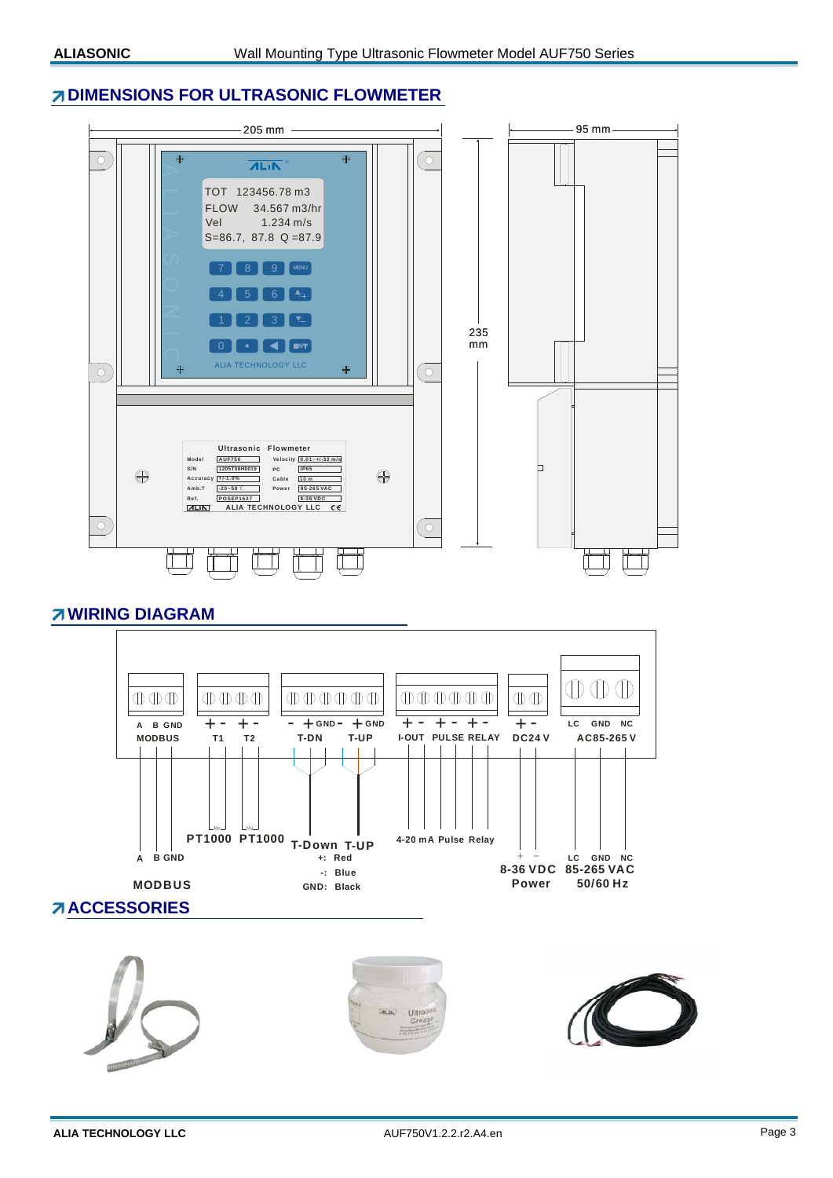## DIMENSIONS FOR ULTRASONIC FLOWMETER

205 mm

95 mm

235 mm

## WIRING DIAGRAM

## ACCESSORIES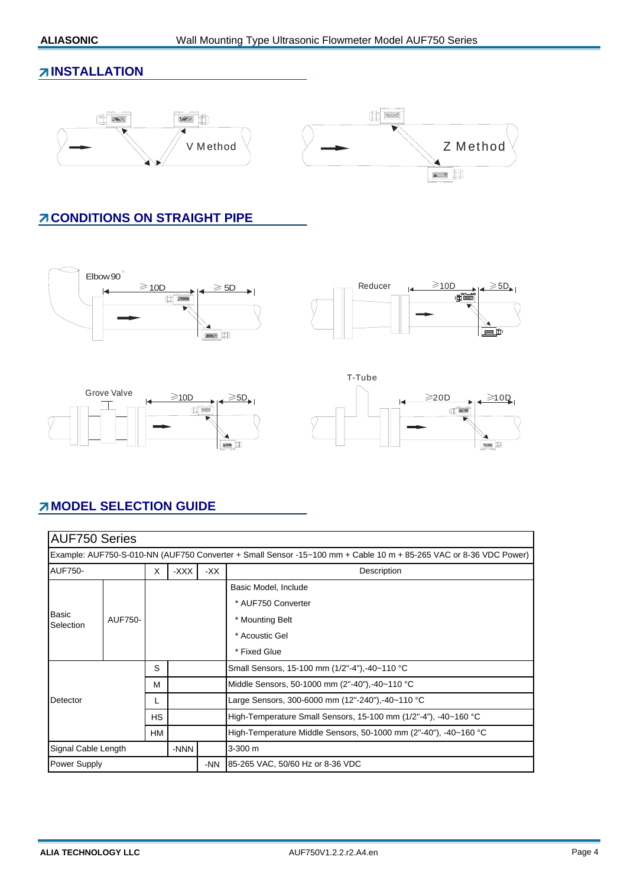## INSTALLATION

V Method

Z Method

## CONDITIONS ON STRAIGHT PIPE

Elbow90°

≥10D

≥ 5D

Reducer

≥10D

≥5D

Grove Valve

≥10D

≥5D

T-Tube

≥20D

≥10D

## MODEL SELECTION GUIDE

| AUF750 Series | | | | | |
|---|---|---|---|---|---|
| Example: AUF750-S-010-NN (AUF750 Converter + Small Sensor -15~100 mm + Cable 10 m + 85-265 VAC or 8-36 VDC Power) | | | | | |
| AUF750- | | X | -XXX | -XX | Description |
| Basic Selection | AUF750- | | | | Basic Model, Include<br>* AUF750 Converter<br>* Mounting Belt<br>* Acoustic Gel<br>* Fixed Glue |
| Detector | | S | | | Small Sensors, 15-100 mm (1/2"-4"),-40~110 °C |
| | | M | | | Middle Sensors, 50-1000 mm (2"-40"),-40~110 °C |
| | | L | | | Large Sensors, 300-6000 mm (12"-240"),-40~110 °C |
| | | HS | | | High-Temperature Small Sensors, 15-100 mm (1/2"-4"), -40~160 °C |
| | | HM | | | High-Temperature Middle Sensors, 50-1000 mm (2"-40"), -40~160 °C |
| Signal Cable Length | | | -NNN | | 3-300 m |
| Power Supply | | | | -NN | 85-265 VAC, 50/60 Hz or 8-36 VDC |